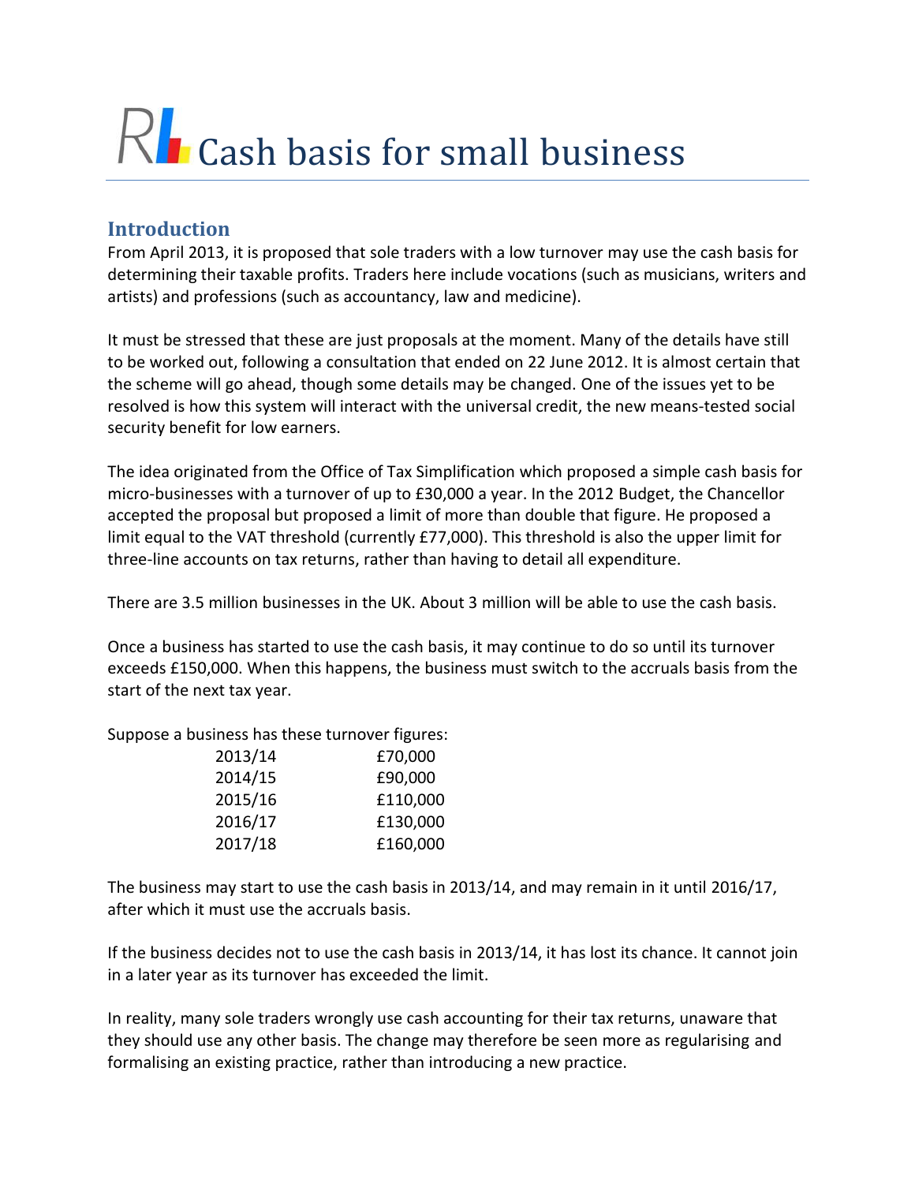# Cash basis for small business

## Introduction

From April 2013, it is proposed that sole traders with a low turnover may use the cash basis for determining their taxable profits. Traders here include vocations (such as musicians, writers and artists) and professions (such as accountancy, law and medicine).

It must be stressed that these are just proposals at the moment. Many of the details have still to be worked out, following a consultation that ended on 22 June 2012. It is almost certain that the scheme will go ahead, though some details may be changed. One of the issues yet to be resolved is how this system will interact with the universal credit, the new means-tested social security benefit for low earners.

The idea originated from the Office of Tax Simplification which proposed a simple cash basis for micro-businesses with a turnover of up to £30,000 a year. In the 2012 Budget, the Chancellor accepted the proposal but proposed a limit of more than double that figure. He proposed a limit equal to the VAT threshold (currently £77,000). This threshold is also the upper limit for three-line accounts on tax returns, rather than having to detail all expenditure.

There are 3.5 million businesses in the UK. About 3 million will be able to use the cash basis.

Once a business has started to use the cash basis, it may continue to do so until its turnover exceeds £150,000. When this happens, the business must switch to the accruals basis from the start of the next tax year.

Suppose a business has these turnover figures:

| | |
|---|---|
| 2013/14 | £70,000 |
| 2014/15 | £90,000 |
| 2015/16 | £110,000 |
| 2016/17 | £130,000 |
| 2017/18 | £160,000 |

The business may start to use the cash basis in 2013/14, and may remain in it until 2016/17, after which it must use the accruals basis.

If the business decides not to use the cash basis in 2013/14, it has lost its chance. It cannot join in a later year as its turnover has exceeded the limit.

In reality, many sole traders wrongly use cash accounting for their tax returns, unaware that they should use any other basis. The change may therefore be seen more as regularising and formalising an existing practice, rather than introducing a new practice.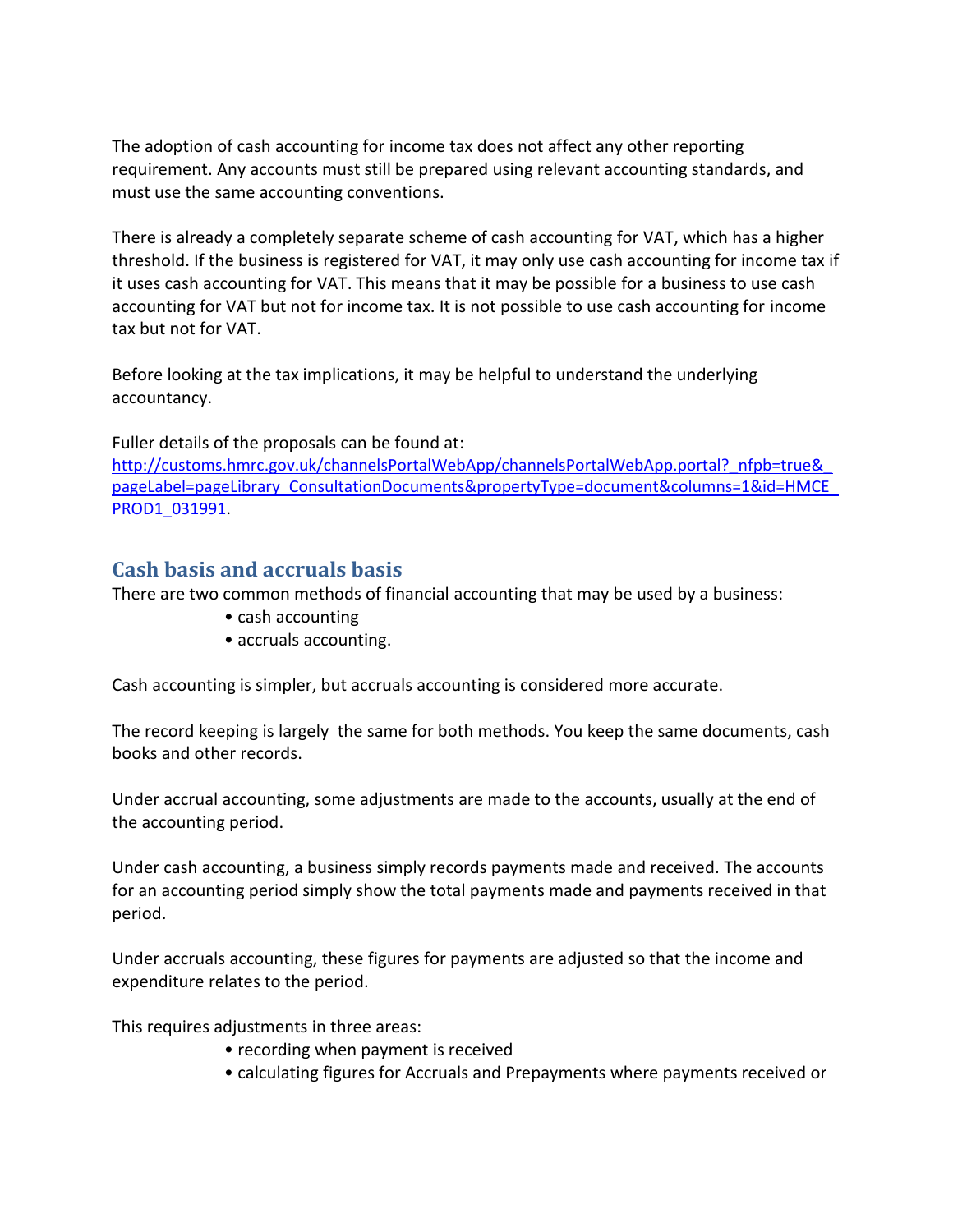The adoption of cash accounting for income tax does not affect any other reporting requirement. Any accounts must still be prepared using relevant accounting standards, and must use the same accounting conventions.

There is already a completely separate scheme of cash accounting for VAT, which has a higher threshold. If the business is registered for VAT, it may only use cash accounting for income tax if it uses cash accounting for VAT. This means that it may be possible for a business to use cash accounting for VAT but not for income tax. It is not possible to use cash accounting for income tax but not for VAT.

Before looking at the tax implications, it may be helpful to understand the underlying accountancy.

Fuller details of the proposals can be found at:
[http://customs.hmrc.gov.uk/channelsPortalWebApp/channelsPortalWebApp.portal?_nfpb=true&_pageLabel=pageLibrary_ConsultationDocuments&propertyType=document&columns=1&id=HMCE_PROD1_031991](http://customs.hmrc.gov.uk/channelsPortalWebApp/channelsPortalWebApp.portal?_nfpb=true&_pageLabel=pageLibrary_ConsultationDocuments&propertyType=document&columns=1&id=HMCE_PROD1_031991).

## Cash basis and accruals basis

There are two common methods of financial accounting that may be used by a business:

- cash accounting
- accruals accounting.

Cash accounting is simpler, but accruals accounting is considered more accurate.

The record keeping is largely the same for both methods. You keep the same documents, cash books and other records.

Under accrual accounting, some adjustments are made to the accounts, usually at the end of the accounting period.

Under cash accounting, a business simply records payments made and received. The accounts for an accounting period simply show the total payments made and payments received in that period.

Under accruals accounting, these figures for payments are adjusted so that the income and expenditure relates to the period.

This requires adjustments in three areas:

- recording when payment is received
- calculating figures for Accruals and Prepayments where payments received or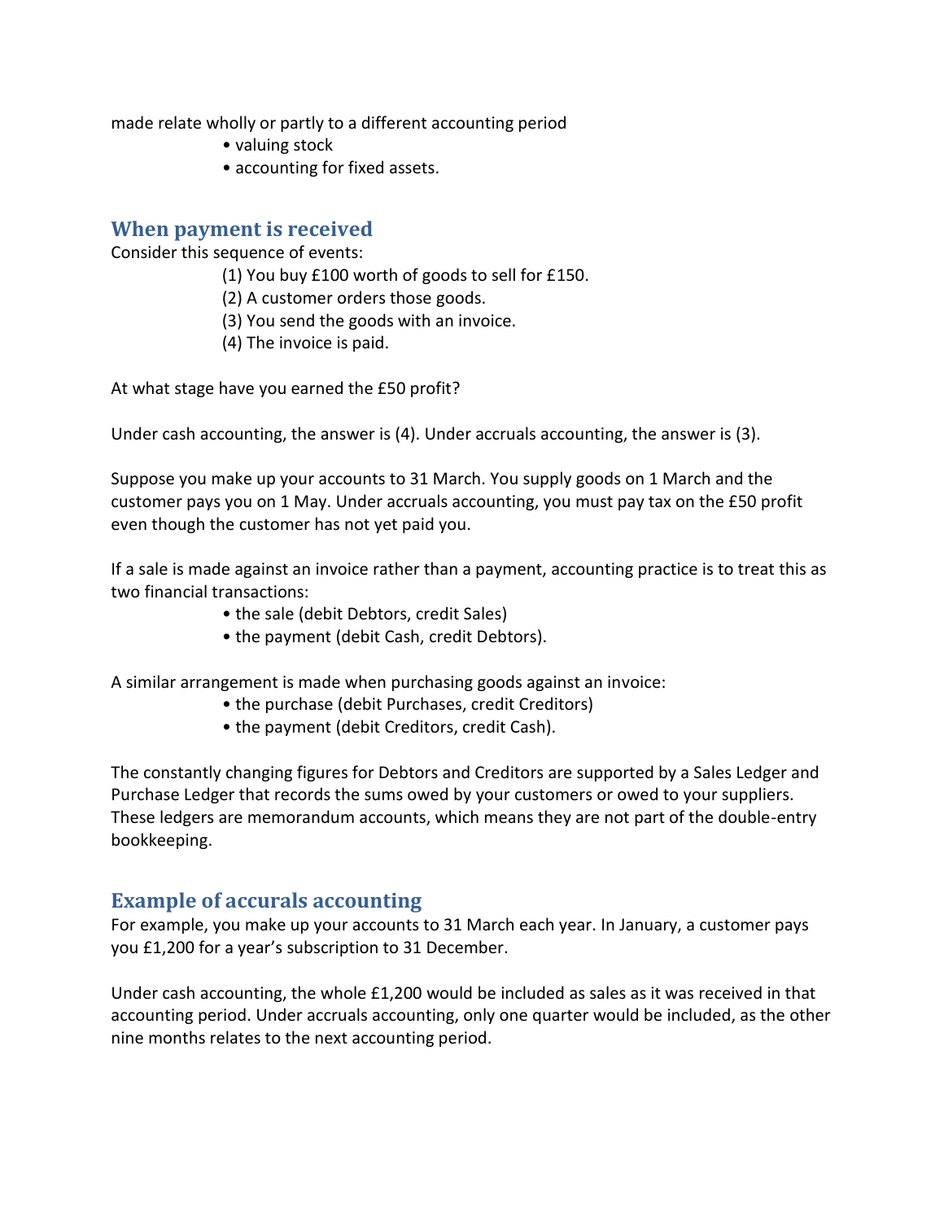made relate wholly or partly to a different accounting period

- valuing stock
- accounting for fixed assets.

## When payment is received

Consider this sequence of events:

(1) You buy £100 worth of goods to sell for £150.
(2) A customer orders those goods.
(3) You send the goods with an invoice.
(4) The invoice is paid.

At what stage have you earned the £50 profit?

Under cash accounting, the answer is (4). Under accruals accounting, the answer is (3).

Suppose you make up your accounts to 31 March. You supply goods on 1 March and the customer pays you on 1 May. Under accruals accounting, you must pay tax on the £50 profit even though the customer has not yet paid you.

If a sale is made against an invoice rather than a payment, accounting practice is to treat this as two financial transactions:

- the sale (debit Debtors, credit Sales)
- the payment (debit Cash, credit Debtors).

A similar arrangement is made when purchasing goods against an invoice:

- the purchase (debit Purchases, credit Creditors)
- the payment (debit Creditors, credit Cash).

The constantly changing figures for Debtors and Creditors are supported by a Sales Ledger and Purchase Ledger that records the sums owed by your customers or owed to your suppliers. These ledgers are memorandum accounts, which means they are not part of the double-entry bookkeeping.

## Example of accurals accounting

For example, you make up your accounts to 31 March each year. In January, a customer pays you £1,200 for a year's subscription to 31 December.

Under cash accounting, the whole £1,200 would be included as sales as it was received in that accounting period. Under accruals accounting, only one quarter would be included, as the other nine months relates to the next accounting period.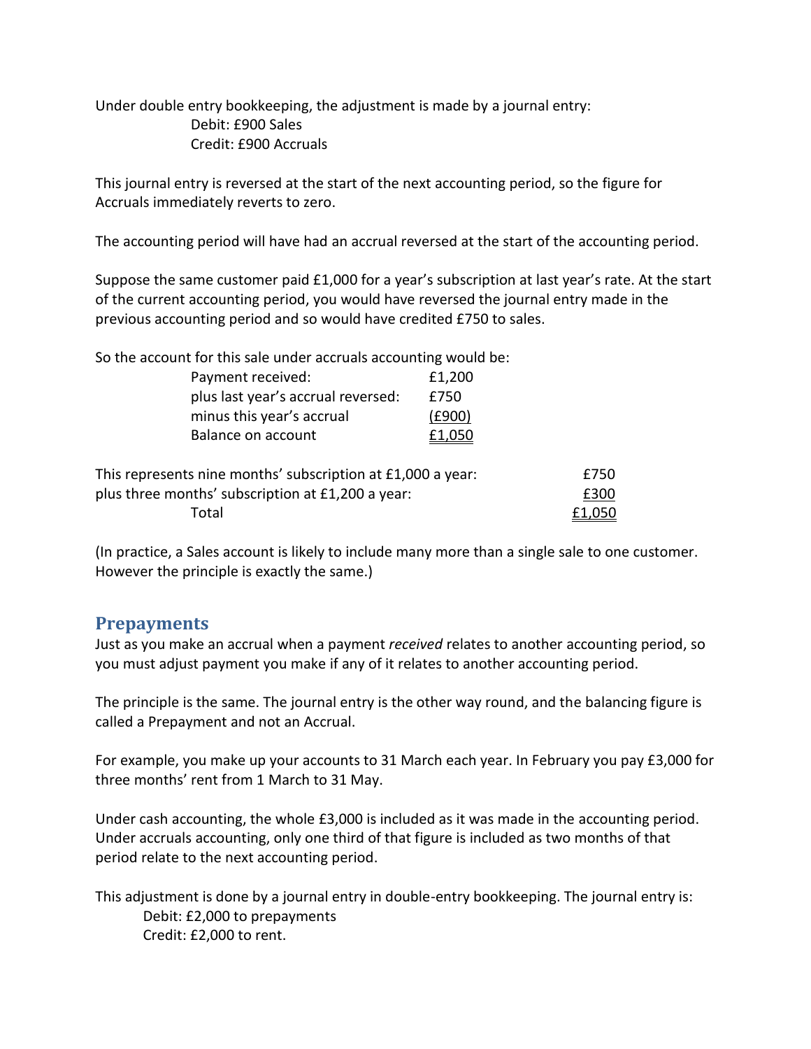Under double entry bookkeeping, the adjustment is made by a journal entry:

Debit: £900 Sales
Credit: £900 Accruals

This journal entry is reversed at the start of the next accounting period, so the figure for Accruals immediately reverts to zero.

The accounting period will have had an accrual reversed at the start of the accounting period.

Suppose the same customer paid £1,000 for a year's subscription at last year's rate. At the start of the current accounting period, you would have reversed the journal entry made in the previous accounting period and so would have credited £750 to sales.

So the account for this sale under accruals accounting would be:

| | |
|---|---|
| Payment received: | £1,200 |
| plus last year's accrual reversed: | £750 |
| minus this year's accrual | (£900) |
| Balance on account | £1,050 |

| | |
|---|---|
| This represents nine months' subscription at £1,000 a year: | £750 |
| plus three months' subscription at £1,200 a year: | £300 |
| Total | £1,050 |

(In practice, a Sales account is likely to include many more than a single sale to one customer. However the principle is exactly the same.)

## Prepayments

Just as you make an accrual when a payment *received* relates to another accounting period, so you must adjust payment you make if any of it relates to another accounting period.

The principle is the same. The journal entry is the other way round, and the balancing figure is called a Prepayment and not an Accrual.

For example, you make up your accounts to 31 March each year. In February you pay £3,000 for three months' rent from 1 March to 31 May.

Under cash accounting, the whole £3,000 is included as it was made in the accounting period. Under accruals accounting, only one third of that figure is included as two months of that period relate to the next accounting period.

This adjustment is done by a journal entry in double-entry bookkeeping. The journal entry is:

Debit: £2,000 to prepayments
Credit: £2,000 to rent.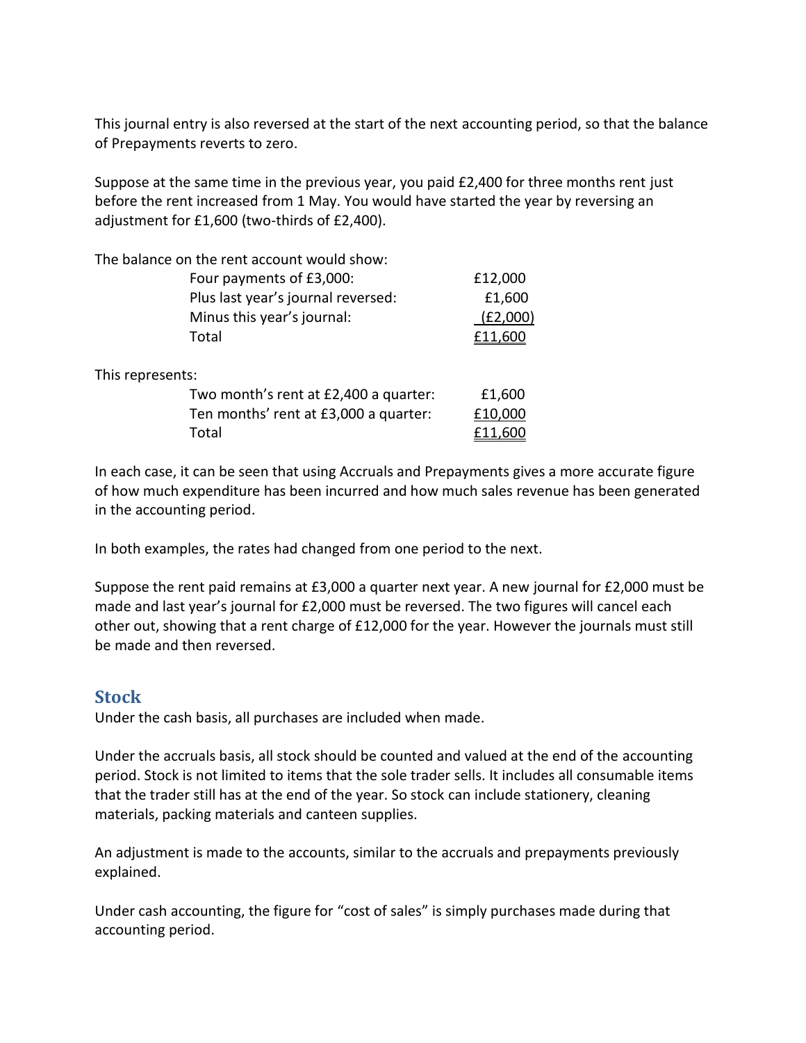This journal entry is also reversed at the start of the next accounting period, so that the balance of Prepayments reverts to zero.

Suppose at the same time in the previous year, you paid £2,400 for three months rent just before the rent increased from 1 May. You would have started the year by reversing an adjustment for £1,600 (two-thirds of £2,400).

The balance on the rent account would show:

| | |
|---|---|
| Four payments of £3,000: | £12,000 |
| Plus last year's journal reversed: | £1,600 |
| Minus this year's journal: | (£2,000) |
| Total | £11,600 |

This represents:

| | |
|---|---|
| Two month's rent at £2,400 a quarter: | £1,600 |
| Ten months' rent at £3,000 a quarter: | £10,000 |
| Total | £11,600 |

In each case, it can be seen that using Accruals and Prepayments gives a more accurate figure of how much expenditure has been incurred and how much sales revenue has been generated in the accounting period.

In both examples, the rates had changed from one period to the next.

Suppose the rent paid remains at £3,000 a quarter next year. A new journal for £2,000 must be made and last year's journal for £2,000 must be reversed. The two figures will cancel each other out, showing that a rent charge of £12,000 for the year. However the journals must still be made and then reversed.

## Stock

Under the cash basis, all purchases are included when made.

Under the accruals basis, all stock should be counted and valued at the end of the accounting period. Stock is not limited to items that the sole trader sells. It includes all consumable items that the trader still has at the end of the year. So stock can include stationery, cleaning materials, packing materials and canteen supplies.

An adjustment is made to the accounts, similar to the accruals and prepayments previously explained.

Under cash accounting, the figure for "cost of sales" is simply purchases made during that accounting period.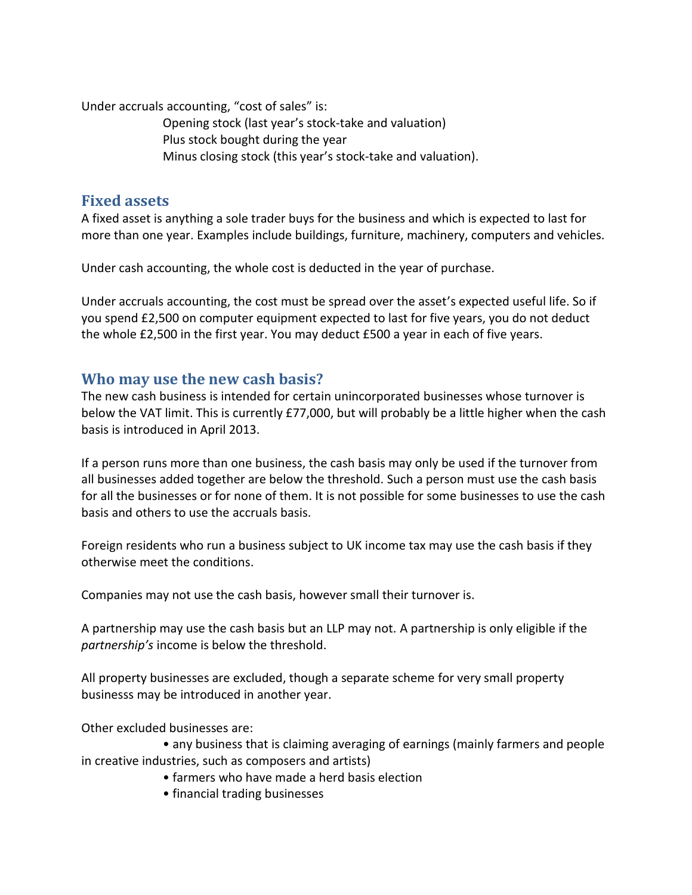Under accruals accounting, "cost of sales" is:

Opening stock (last year's stock-take and valuation)
Plus stock bought during the year
Minus closing stock (this year's stock-take and valuation).

## Fixed assets

A fixed asset is anything a sole trader buys for the business and which is expected to last for more than one year. Examples include buildings, furniture, machinery, computers and vehicles.

Under cash accounting, the whole cost is deducted in the year of purchase.

Under accruals accounting, the cost must be spread over the asset's expected useful life. So if you spend £2,500 on computer equipment expected to last for five years, you do not deduct the whole £2,500 in the first year. You may deduct £500 a year in each of five years.

## Who may use the new cash basis?

The new cash business is intended for certain unincorporated businesses whose turnover is below the VAT limit. This is currently £77,000, but will probably be a little higher when the cash basis is introduced in April 2013.

If a person runs more than one business, the cash basis may only be used if the turnover from all businesses added together are below the threshold. Such a person must use the cash basis for all the businesses or for none of them. It is not possible for some businesses to use the cash basis and others to use the accruals basis.

Foreign residents who run a business subject to UK income tax may use the cash basis if they otherwise meet the conditions.

Companies may not use the cash basis, however small their turnover is.

A partnership may use the cash basis but an LLP may not. A partnership is only eligible if the *partnership's* income is below the threshold.

All property businesses are excluded, though a separate scheme for very small property businesss may be introduced in another year.

Other excluded businesses are:

- any business that is claiming averaging of earnings (mainly farmers and people in creative industries, such as composers and artists)
- farmers who have made a herd basis election
- financial trading businesses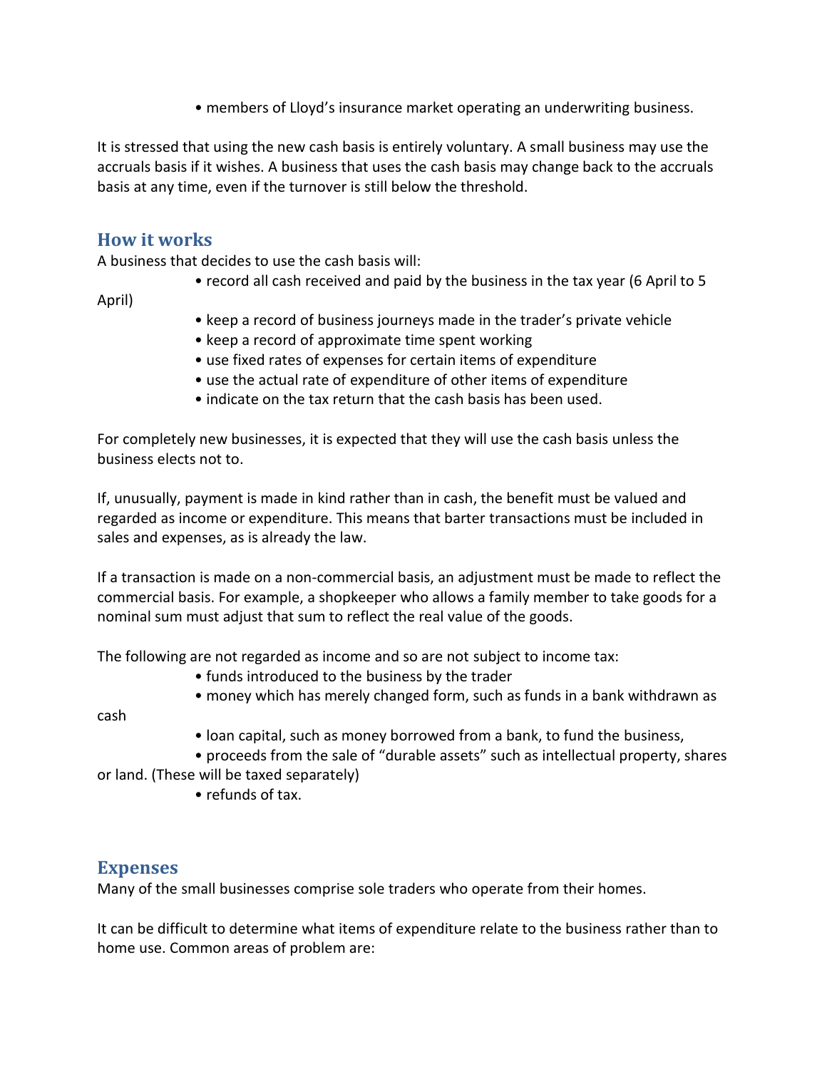- members of Lloyd's insurance market operating an underwriting business.

It is stressed that using the new cash basis is entirely voluntary. A small business may use the accruals basis if it wishes. A business that uses the cash basis may change back to the accruals basis at any time, even if the turnover is still below the threshold.

## How it works

A business that decides to use the cash basis will:

- record all cash received and paid by the business in the tax year (6 April to 5 April)
- keep a record of business journeys made in the trader's private vehicle
- keep a record of approximate time spent working
- use fixed rates of expenses for certain items of expenditure
- use the actual rate of expenditure of other items of expenditure
- indicate on the tax return that the cash basis has been used.

For completely new businesses, it is expected that they will use the cash basis unless the business elects not to.

If, unusually, payment is made in kind rather than in cash, the benefit must be valued and regarded as income or expenditure. This means that barter transactions must be included in sales and expenses, as is already the law.

If a transaction is made on a non-commercial basis, an adjustment must be made to reflect the commercial basis. For example, a shopkeeper who allows a family member to take goods for a nominal sum must adjust that sum to reflect the real value of the goods.

The following are not regarded as income and so are not subject to income tax:

- funds introduced to the business by the trader
- money which has merely changed form, such as funds in a bank withdrawn as cash
- loan capital, such as money borrowed from a bank, to fund the business,
- proceeds from the sale of "durable assets" such as intellectual property, shares or land. (These will be taxed separately)
- refunds of tax.

## Expenses

Many of the small businesses comprise sole traders who operate from their homes.

It can be difficult to determine what items of expenditure relate to the business rather than to home use. Common areas of problem are: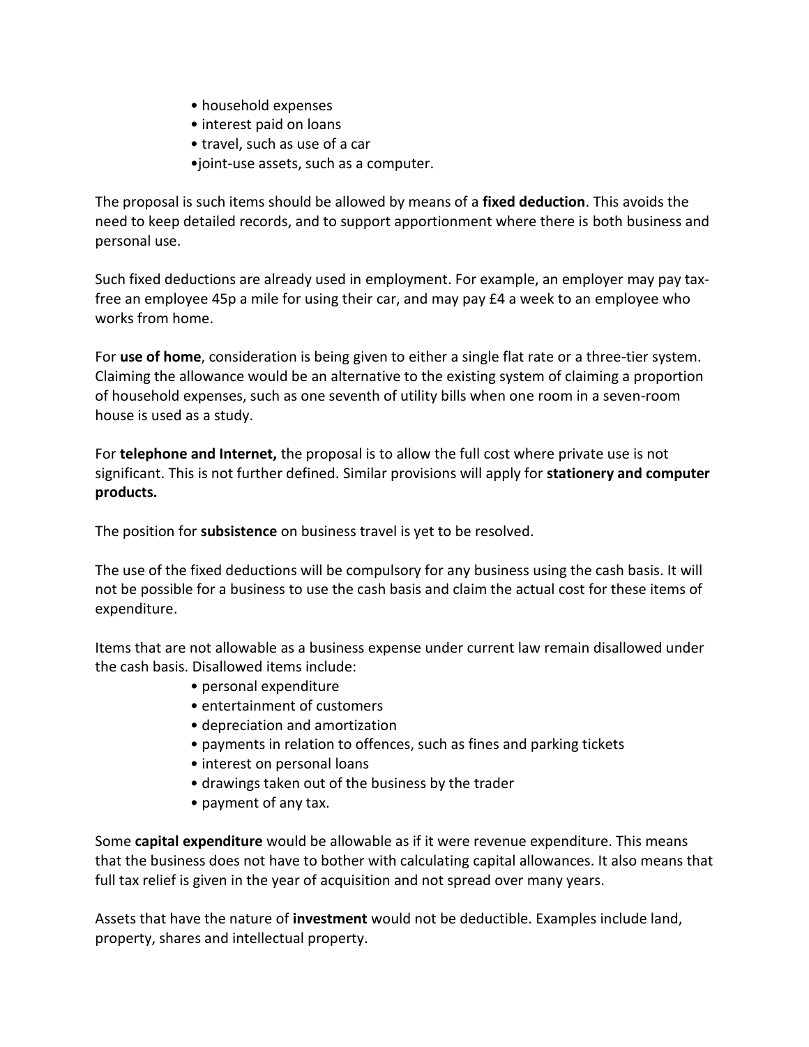- household expenses
- interest paid on loans
- travel, such as use of a car
- joint-use assets, such as a computer.

The proposal is such items should be allowed by means of a **fixed deduction**. This avoids the need to keep detailed records, and to support apportionment where there is both business and personal use.

Such fixed deductions are already used in employment. For example, an employer may pay tax-free an employee 45p a mile for using their car, and may pay £4 a week to an employee who works from home.

For **use of home**, consideration is being given to either a single flat rate or a three-tier system. Claiming the allowance would be an alternative to the existing system of claiming a proportion of household expenses, such as one seventh of utility bills when one room in a seven-room house is used as a study.

For **telephone and Internet,** the proposal is to allow the full cost where private use is not significant. This is not further defined. Similar provisions will apply for **stationery and computer products.**

The position for **subsistence** on business travel is yet to be resolved.

The use of the fixed deductions will be compulsory for any business using the cash basis. It will not be possible for a business to use the cash basis and claim the actual cost for these items of expenditure.

Items that are not allowable as a business expense under current law remain disallowed under the cash basis. Disallowed items include:

- personal expenditure
- entertainment of customers
- depreciation and amortization
- payments in relation to offences, such as fines and parking tickets
- interest on personal loans
- drawings taken out of the business by the trader
- payment of any tax.

Some **capital expenditure** would be allowable as if it were revenue expenditure. This means that the business does not have to bother with calculating capital allowances. It also means that full tax relief is given in the year of acquisition and not spread over many years.

Assets that have the nature of **investment** would not be deductible. Examples include land, property, shares and intellectual property.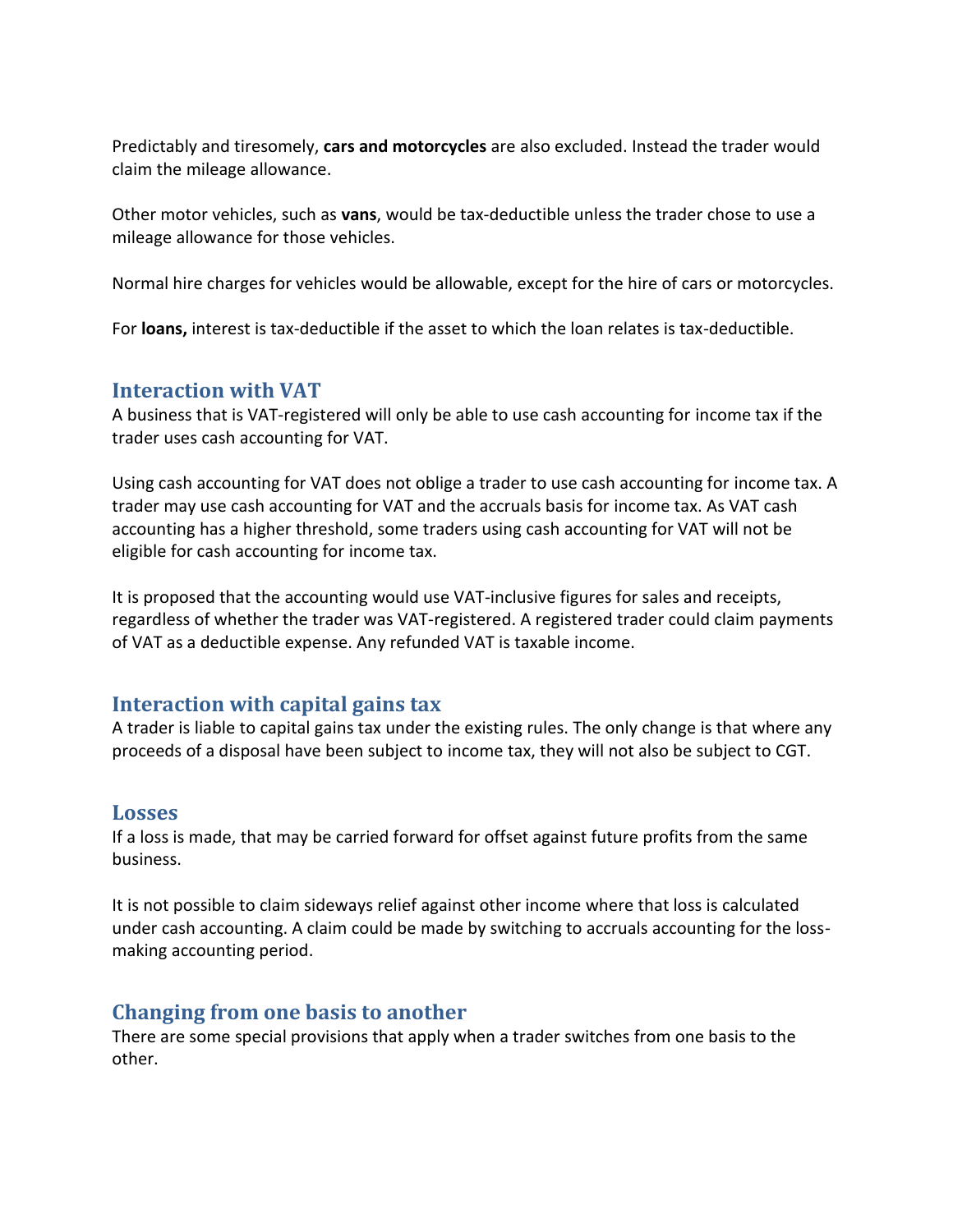Predictably and tiresomely, **cars and motorcycles** are also excluded. Instead the trader would claim the mileage allowance.

Other motor vehicles, such as **vans**, would be tax-deductible unless the trader chose to use a mileage allowance for those vehicles.

Normal hire charges for vehicles would be allowable, except for the hire of cars or motorcycles.

For **loans,** interest is tax-deductible if the asset to which the loan relates is tax-deductible.

## Interaction with VAT

A business that is VAT-registered will only be able to use cash accounting for income tax if the trader uses cash accounting for VAT.

Using cash accounting for VAT does not oblige a trader to use cash accounting for income tax. A trader may use cash accounting for VAT and the accruals basis for income tax. As VAT cash accounting has a higher threshold, some traders using cash accounting for VAT will not be eligible for cash accounting for income tax.

It is proposed that the accounting would use VAT-inclusive figures for sales and receipts, regardless of whether the trader was VAT-registered. A registered trader could claim payments of VAT as a deductible expense. Any refunded VAT is taxable income.

## Interaction with capital gains tax

A trader is liable to capital gains tax under the existing rules. The only change is that where any proceeds of a disposal have been subject to income tax, they will not also be subject to CGT.

## Losses

If a loss is made, that may be carried forward for offset against future profits from the same business.

It is not possible to claim sideways relief against other income where that loss is calculated under cash accounting. A claim could be made by switching to accruals accounting for the loss-making accounting period.

## Changing from one basis to another

There are some special provisions that apply when a trader switches from one basis to the other.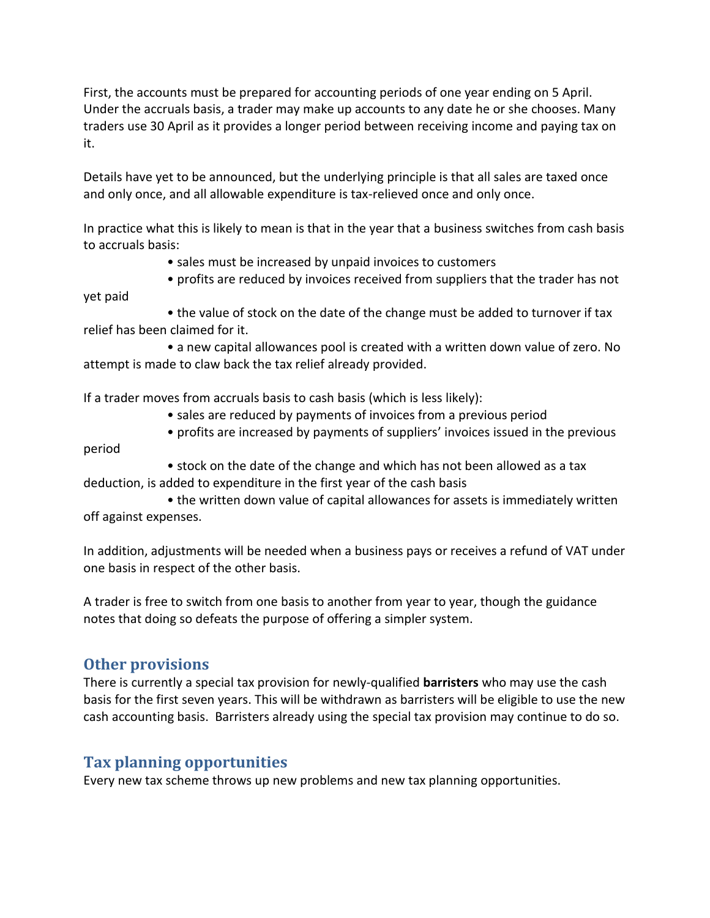First, the accounts must be prepared for accounting periods of one year ending on 5 April. Under the accruals basis, a trader may make up accounts to any date he or she chooses. Many traders use 30 April as it provides a longer period between receiving income and paying tax on it.

Details have yet to be announced, but the underlying principle is that all sales are taxed once and only once, and all allowable expenditure is tax-relieved once and only once.

In practice what this is likely to mean is that in the year that a business switches from cash basis to accruals basis:

- sales must be increased by unpaid invoices to customers
- profits are reduced by invoices received from suppliers that the trader has not yet paid
- the value of stock on the date of the change must be added to turnover if tax relief has been claimed for it.
- a new capital allowances pool is created with a written down value of zero. No attempt is made to claw back the tax relief already provided.

If a trader moves from accruals basis to cash basis (which is less likely):

- sales are reduced by payments of invoices from a previous period
- profits are increased by payments of suppliers' invoices issued in the previous period
- stock on the date of the change and which has not been allowed as a tax deduction, is added to expenditure in the first year of the cash basis
- the written down value of capital allowances for assets is immediately written off against expenses.

In addition, adjustments will be needed when a business pays or receives a refund of VAT under one basis in respect of the other basis.

A trader is free to switch from one basis to another from year to year, though the guidance notes that doing so defeats the purpose of offering a simpler system.

## Other provisions

There is currently a special tax provision for newly-qualified **barristers** who may use the cash basis for the first seven years. This will be withdrawn as barristers will be eligible to use the new cash accounting basis. Barristers already using the special tax provision may continue to do so.

## Tax planning opportunities

Every new tax scheme throws up new problems and new tax planning opportunities.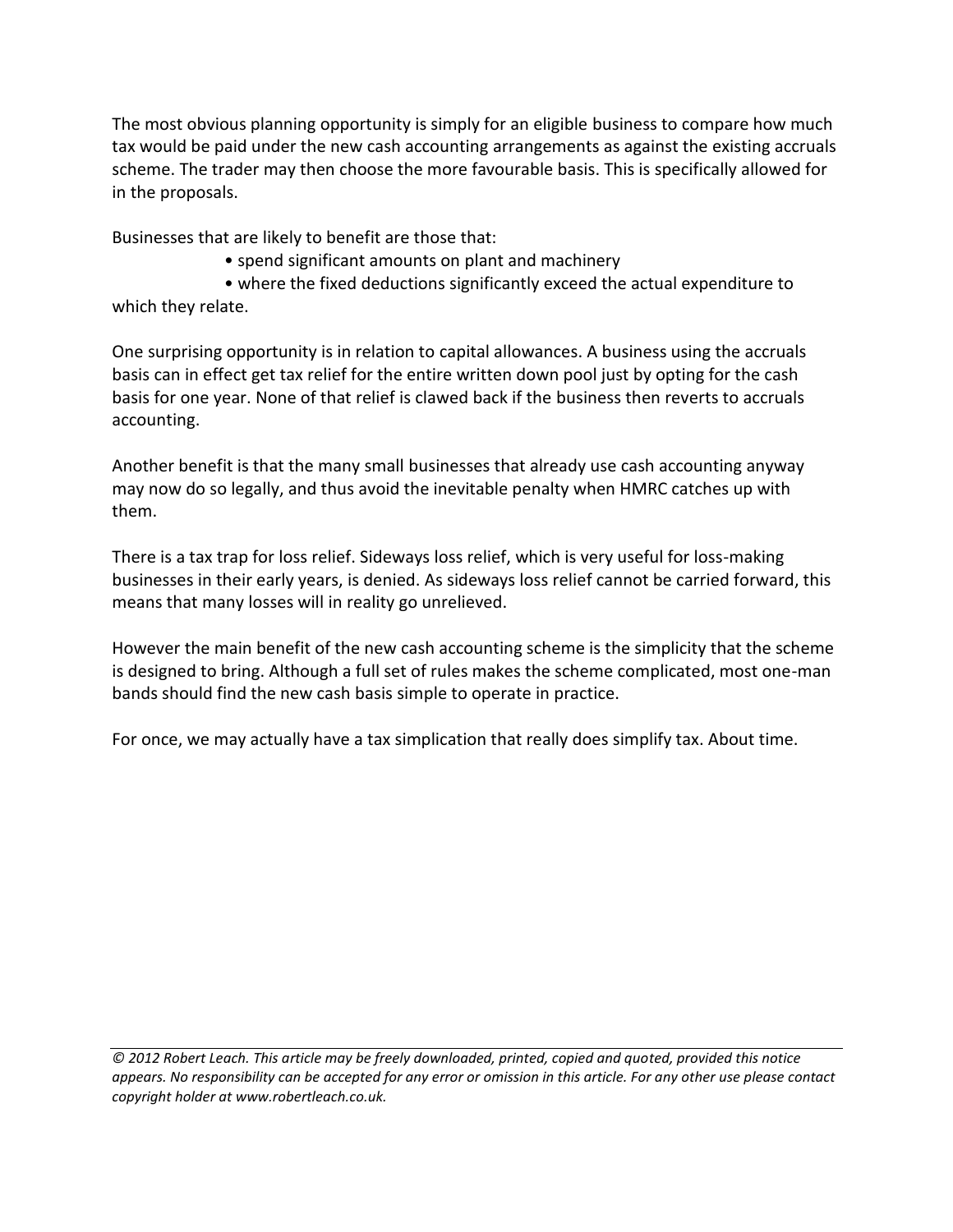The most obvious planning opportunity is simply for an eligible business to compare how much tax would be paid under the new cash accounting arrangements as against the existing accruals scheme. The trader may then choose the more favourable basis. This is specifically allowed for in the proposals.

Businesses that are likely to benefit are those that:

- spend significant amounts on plant and machinery
- where the fixed deductions significantly exceed the actual expenditure to which they relate.

One surprising opportunity is in relation to capital allowances. A business using the accruals basis can in effect get tax relief for the entire written down pool just by opting for the cash basis for one year. None of that relief is clawed back if the business then reverts to accruals accounting.

Another benefit is that the many small businesses that already use cash accounting anyway may now do so legally, and thus avoid the inevitable penalty when HMRC catches up with them.

There is a tax trap for loss relief. Sideways loss relief, which is very useful for loss-making businesses in their early years, is denied. As sideways loss relief cannot be carried forward, this means that many losses will in reality go unrelieved.

However the main benefit of the new cash accounting scheme is the simplicity that the scheme is designed to bring. Although a full set of rules makes the scheme complicated, most one-man bands should find the new cash basis simple to operate in practice.

For once, we may actually have a tax simplication that really does simplify tax. About time.

*© 2012 Robert Leach. This article may be freely downloaded, printed, copied and quoted, provided this notice appears. No responsibility can be accepted for any error or omission in this article. For any other use please contact copyright holder at www.robertleach.co.uk.*